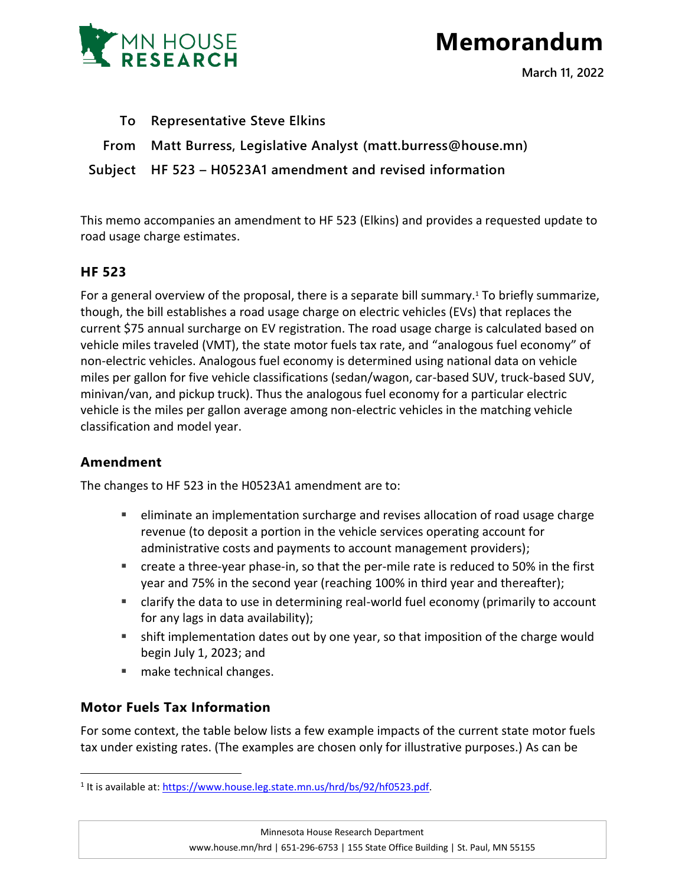# Memorandum

**March 11, 2022**

| | |
|---|---|
| **To** | **Representative Steve Elkins** |
| **From** | **Matt Burress, Legislative Analyst (matt.burress@house.mn)** |
| **Subject** | **HF 523 – H0523A1 amendment and revised information** |

This memo accompanies an amendment to HF 523 (Elkins) and provides a requested update to road usage charge estimates.

## HF 523

For a general overview of the proposal, there is a separate bill summary.[1] To briefly summarize, though, the bill establishes a road usage charge on electric vehicles (EVs) that replaces the current $75 annual surcharge on EV registration. The road usage charge is calculated based on vehicle miles traveled (VMT), the state motor fuels tax rate, and "analogous fuel economy" of non-electric vehicles. Analogous fuel economy is determined using national data on vehicle miles per gallon for five vehicle classifications (sedan/wagon, car-based SUV, truck-based SUV, minivan/van, and pickup truck). Thus the analogous fuel economy for a particular electric vehicle is the miles per gallon average among non-electric vehicles in the matching vehicle classification and model year.

### Amendment

The changes to HF 523 in the H0523A1 amendment are to:

- eliminate an implementation surcharge and revises allocation of road usage charge revenue (to deposit a portion in the vehicle services operating account for administrative costs and payments to account management providers);
- create a three-year phase-in, so that the per-mile rate is reduced to 50% in the first year and 75% in the second year (reaching 100% in third year and thereafter);
- clarify the data to use in determining real-world fuel economy (primarily to account for any lags in data availability);
- shift implementation dates out by one year, so that imposition of the charge would begin July 1, 2023; and
- make technical changes.

### Motor Fuels Tax Information

For some context, the table below lists a few example impacts of the current state motor fuels tax under existing rates. (The examples are chosen only for illustrative purposes.) As can be

[1] It is available at: https://www.house.leg.state.mn.us/hrd/bs/92/hf0523.pdf.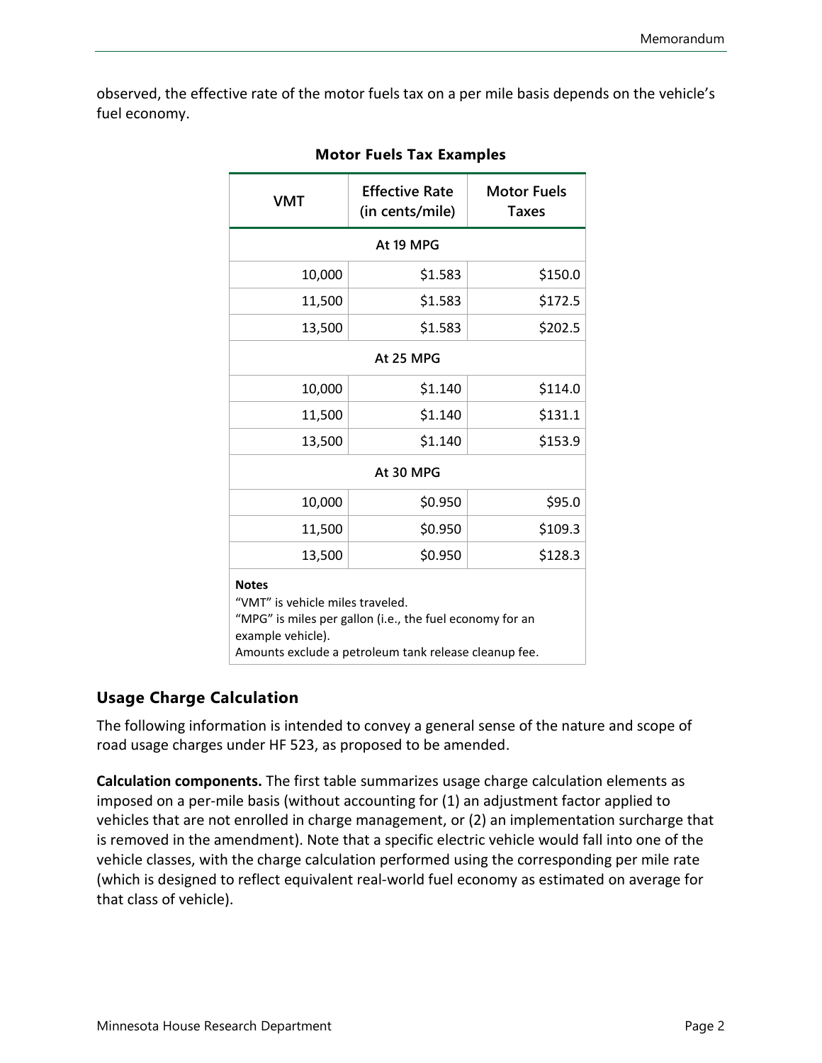observed, the effective rate of the motor fuels tax on a per mile basis depends on the vehicle's fuel economy.

**Motor Fuels Tax Examples**

| VMT | Effective Rate (in cents/mile) | Motor Fuels Taxes |
|---|---|---|
| At 19 MPG | | |
| 10,000 | $1.583 | $150.0 |
| 11,500 | $1.583 | $172.5 |
| 13,500 | $1.583 | $202.5 |
| At 25 MPG | | |
| 10,000 | $1.140 | $114.0 |
| 11,500 | $1.140 | $131.1 |
| 13,500 | $1.140 | $153.9 |
| At 30 MPG | | |
| 10,000 | $0.950 | $95.0 |
| 11,500 | $0.950 | $109.3 |
| 13,500 | $0.950 | $128.3 |

**Notes**
"VMT" is vehicle miles traveled.
"MPG" is miles per gallon (i.e., the fuel economy for an example vehicle).
Amounts exclude a petroleum tank release cleanup fee.

## Usage Charge Calculation

The following information is intended to convey a general sense of the nature and scope of road usage charges under HF 523, as proposed to be amended.

**Calculation components.** The first table summarizes usage charge calculation elements as imposed on a per-mile basis (without accounting for (1) an adjustment factor applied to vehicles that are not enrolled in charge management, or (2) an implementation surcharge that is removed in the amendment). Note that a specific electric vehicle would fall into one of the vehicle classes, with the charge calculation performed using the corresponding per mile rate (which is designed to reflect equivalent real-world fuel economy as estimated on average for that class of vehicle).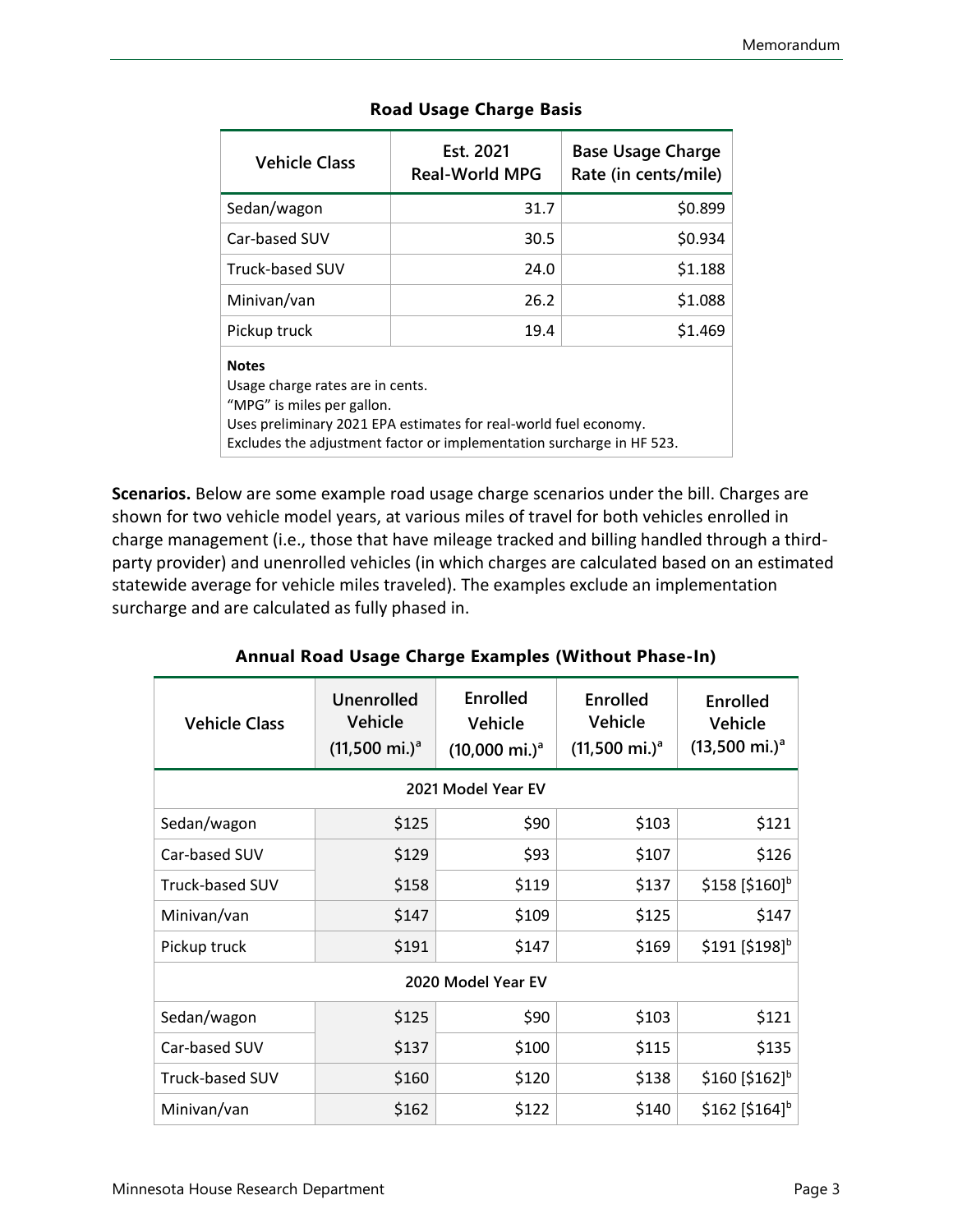**Road Usage Charge Basis**

| Vehicle Class | Est. 2021 Real-World MPG | Base Usage Charge Rate (in cents/mile) |
|---|---|---|
| Sedan/wagon | 31.7 | $0.899 |
| Car-based SUV | 30.5 | $0.934 |
| Truck-based SUV | 24.0 | $1.188 |
| Minivan/van | 26.2 | $1.088 |
| Pickup truck | 19.4 | $1.469 |

**Notes**

Usage charge rates are in cents.

"MPG" is miles per gallon.

Uses preliminary 2021 EPA estimates for real-world fuel economy.

Excludes the adjustment factor or implementation surcharge in HF 523.

**Scenarios.** Below are some example road usage charge scenarios under the bill. Charges are shown for two vehicle model years, at various miles of travel for both vehicles enrolled in charge management (i.e., those that have mileage tracked and billing handled through a third-party provider) and unenrolled vehicles (in which charges are calculated based on an estimated statewide average for vehicle miles traveled). The examples exclude an implementation surcharge and are calculated as fully phased in.

**Annual Road Usage Charge Examples (Without Phase-In)**

| Vehicle Class | Unenrolled Vehicle (11,500 mi.)[a] | Enrolled Vehicle (10,000 mi.)[a] | Enrolled Vehicle (11,500 mi.)[a] | Enrolled Vehicle (13,500 mi.)[a] |
|---|---|---|---|---|
| 2021 Model Year EV | | | | |
| Sedan/wagon | $125 | $90 | $103 | $121 |
| Car-based SUV | $129 | $93 | $107 | $126 |
| Truck-based SUV | $158 | $119 | $137 | $158 [$160][b] |
| Minivan/van | $147 | $109 | $125 | $147 |
| Pickup truck | $191 | $147 | $169 | $191 [$198][b] |
| 2020 Model Year EV | | | | |
| Sedan/wagon | $125 | $90 | $103 | $121 |
| Car-based SUV | $137 | $100 | $115 | $135 |
| Truck-based SUV | $160 | $120 | $138 | $160 [$162][b] |
| Minivan/van | $162 | $122 | $140 | $162 [$164][b] |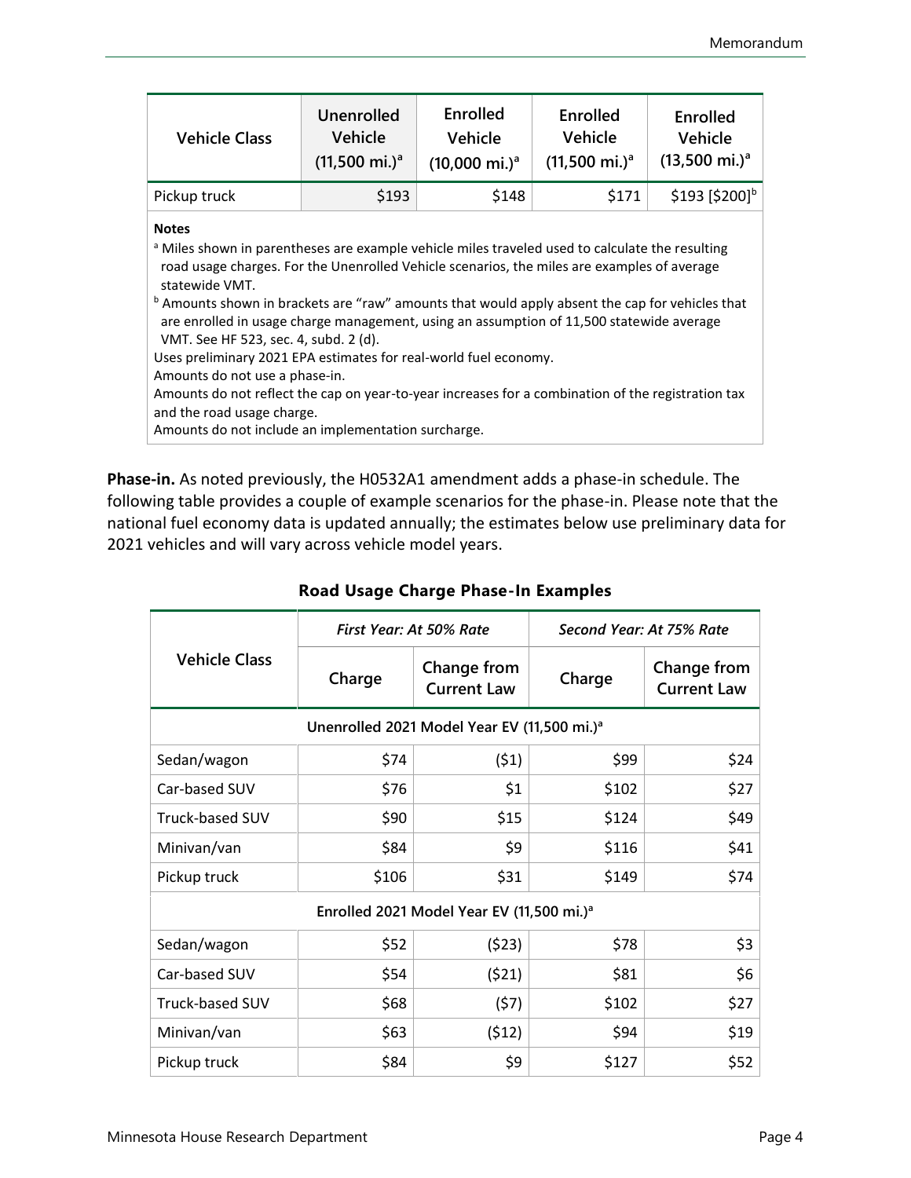| Vehicle Class | Unenrolled Vehicle (11,500 mi.)[a] | Enrolled Vehicle (10,000 mi.)[a] | Enrolled Vehicle (11,500 mi.)[a] | Enrolled Vehicle (13,500 mi.)[a] |
|---|---|---|---|---|
| Pickup truck | $193 | $148 | $171 | $193 [$200][b] |

**Notes**

[a] Miles shown in parentheses are example vehicle miles traveled used to calculate the resulting road usage charges. For the Unenrolled Vehicle scenarios, the miles are examples of average statewide VMT.

[b] Amounts shown in brackets are "raw" amounts that would apply absent the cap for vehicles that are enrolled in usage charge management, using an assumption of 11,500 statewide average VMT. See HF 523, sec. 4, subd. 2 (d).

Uses preliminary 2021 EPA estimates for real-world fuel economy.

Amounts do not use a phase-in.

Amounts do not reflect the cap on year-to-year increases for a combination of the registration tax and the road usage charge.

Amounts do not include an implementation surcharge.

**Phase-in.** As noted previously, the H0532A1 amendment adds a phase-in schedule. The following table provides a couple of example scenarios for the phase-in. Please note that the national fuel economy data is updated annually; the estimates below use preliminary data for 2021 vehicles and will vary across vehicle model years.

**Road Usage Charge Phase-In Examples**

| Vehicle Class | *First Year: At 50% Rate* | | *Second Year: At 75% Rate* | |
|---|---|---|---|---|
| | Charge | Change from Current Law | Charge | Change from Current Law |
| **Unenrolled 2021 Model Year EV (11,500 mi.)[a]** | | | | |
| Sedan/wagon | $74 | ($1) | $99 | $24 |
| Car-based SUV | $76 | $1 | $102 | $27 |
| Truck-based SUV | $90 | $15 | $124 | $49 |
| Minivan/van | $84 | $9 | $116 | $41 |
| Pickup truck | $106 | $31 | $149 | $74 |
| **Enrolled 2021 Model Year EV (11,500 mi.)[a]** | | | | |
| Sedan/wagon | $52 | ($23) | $78 | $3 |
| Car-based SUV | $54 | ($21) | $81 | $6 |
| Truck-based SUV | $68 | ($7) | $102 | $27 |
| Minivan/van | $63 | ($12) | $94 | $19 |
| Pickup truck | $84 | $9 | $127 | $52 |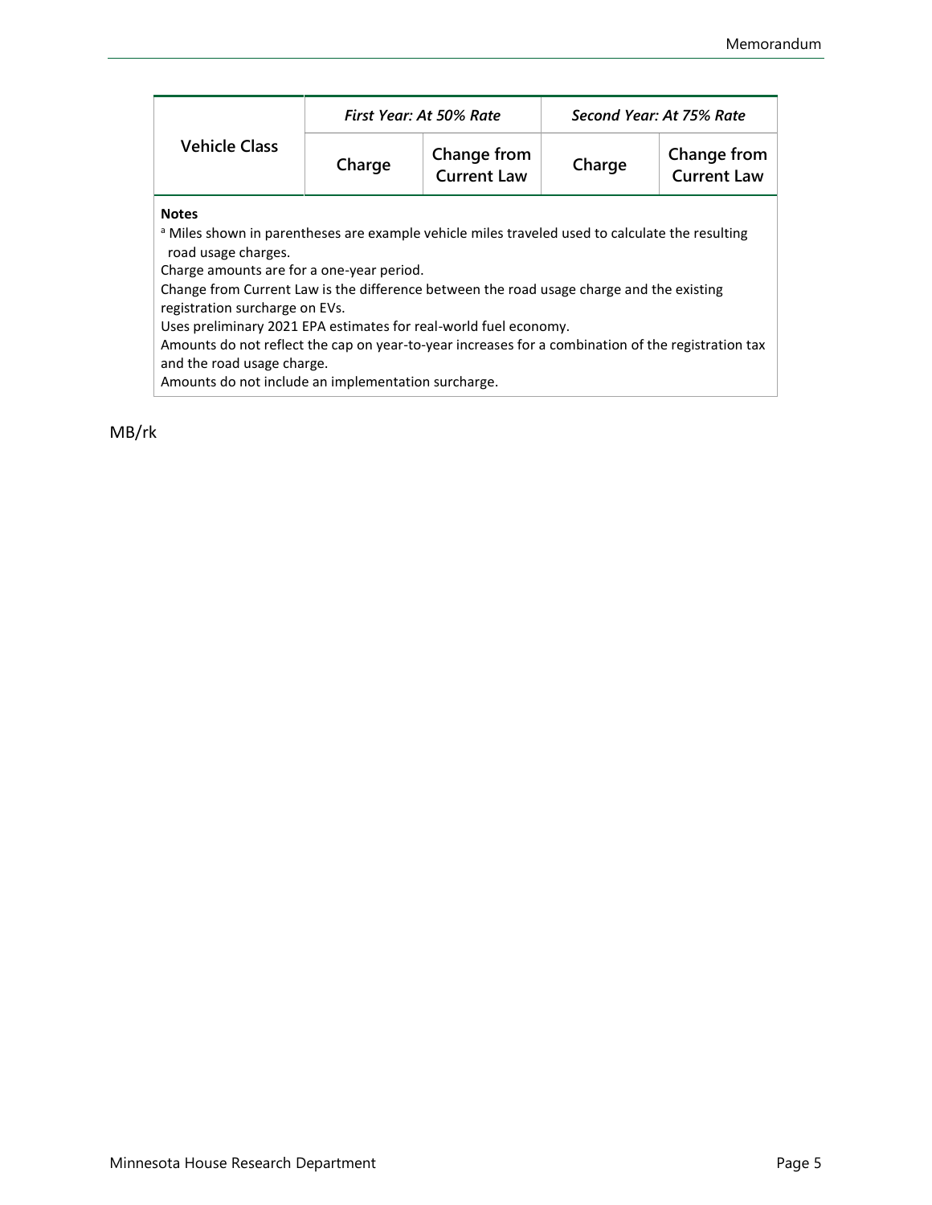| Vehicle Class | First Year: At 50% Rate | | Second Year: At 75% Rate | |
|---|---|---|---|---|
| | Charge | Change from Current Law | Charge | Change from Current Law |

**Notes**

[a] Miles shown in parentheses are example vehicle miles traveled used to calculate the resulting road usage charges.

Charge amounts are for a one-year period.

Change from Current Law is the difference between the road usage charge and the existing registration surcharge on EVs.

Uses preliminary 2021 EPA estimates for real-world fuel economy.

Amounts do not reflect the cap on year-to-year increases for a combination of the registration tax and the road usage charge.

Amounts do not include an implementation surcharge.

MB/rk